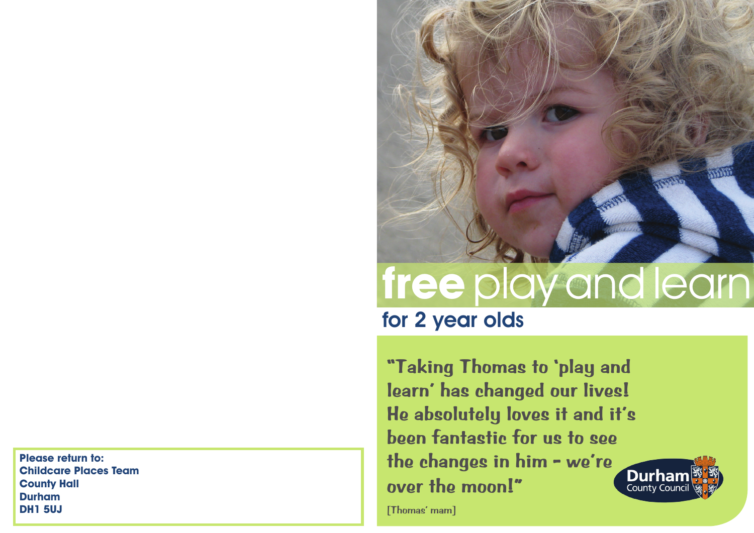# **free** play and learn

## for 2 year olds

"Taking Thomas to 'play and learn' has changed our lives! He absolutely loves it and it's been fantastic for us to see the changes in him - we're over the moon!"

[Thomas' mam]

Durham County Council

**Please return to:**
**Childcare Places Team**
**County Hall**
**Durham**
**DH1 5UJ**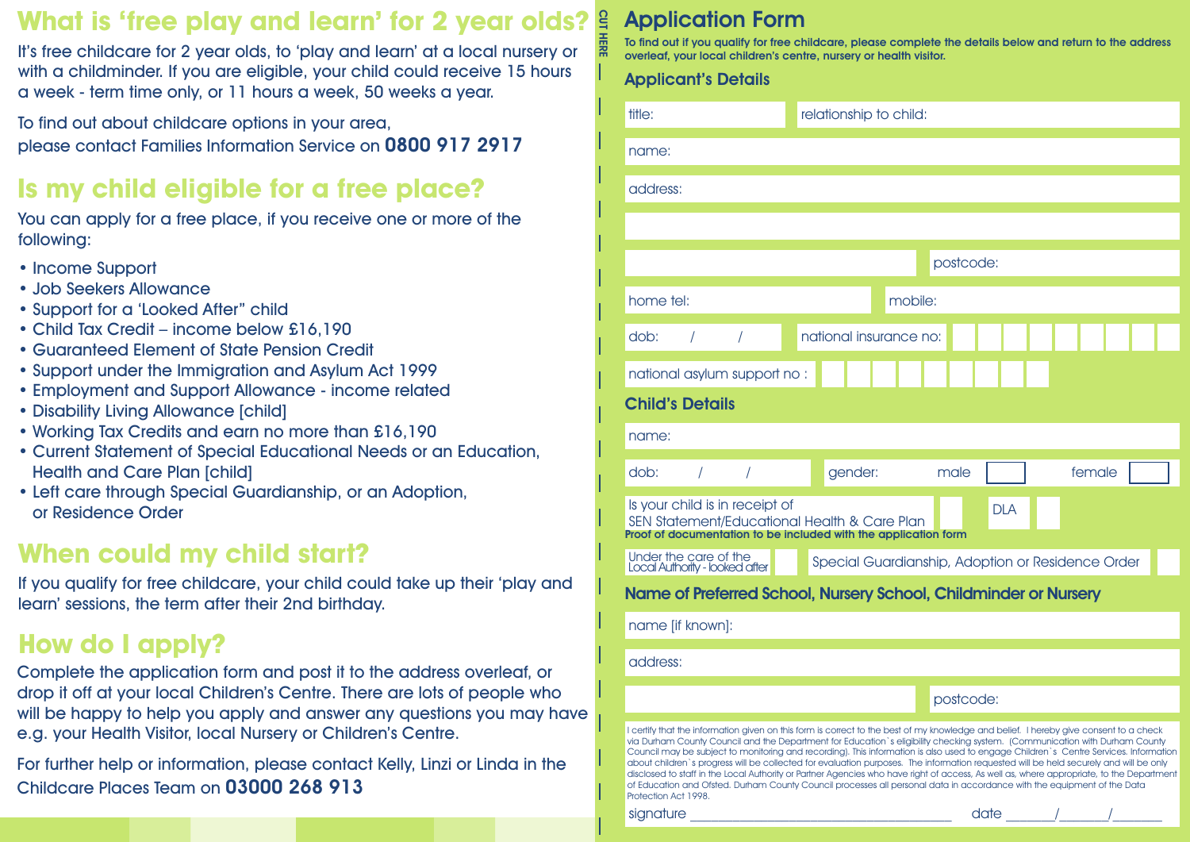# What is 'free play and learn' for 2 year olds?

It's free childcare for 2 year olds, to 'play and learn' at a local nursery or with a childminder. If you are eligible, your child could receive 15 hours a week - term time only, or 11 hours a week, 50 weeks a year.

To find out about childcare options in your area, please contact Families Information Service on **0800 917 2917**

# Is my child eligible for a free place?

You can apply for a free place, if you receive one or more of the following:

- Income Support
- Job Seekers Allowance
- Support for a 'Looked After" child
- Child Tax Credit – income below £16,190
- Guaranteed Element of State Pension Credit
- Support under the Immigration and Asylum Act 1999
- Employment and Support Allowance - income related
- Disability Living Allowance [child]
- Working Tax Credits and earn no more than £16,190
- Current Statement of Special Educational Needs or an Education, Health and Care Plan [child]
- Left care through Special Guardianship, or an Adoption, or Residence Order

# When could my child start?

If you qualify for free childcare, your child could take up their 'play and learn' sessions, the term after their 2nd birthday.

# How do I apply?

Complete the application form and post it to the address overleaf, or drop it off at your local Children's Centre. There are lots of people who will be happy to help you apply and answer any questions you may have e.g. your Health Visitor, local Nursery or Children's Centre.

For further help or information, please contact Kelly, Linzi or Linda in the Childcare Places Team on **03000 268 913**

CUT HERE

# Application Form

**To find out if you qualify for free childcare, please complete the details below and return to the address overleaf, your local children's centre, nursery or health visitor.**

## Applicant's Details

title: relationship to child:

name:

address:

postcode:

home tel: mobile:

dob: / / national insurance no:

national asylum support no :

## Child's Details

name:

dob: / / gender: male ☐ female ☐

Is your child is in receipt of SEN Statement/Educational Health & Care Plan ☐ DLA ☐

**Proof of documentation to be included with the application form**

Under the care of the Local Authority - looked after ☐ Special Guardianship, Adoption or Residence Order ☐

## Name of Preferred School, Nursery School, Childminder or Nursery

name [if known]:

address:

postcode:

I certify that the information given on this form is correct to the best of my knowledge and belief. I hereby give consent to a check via Durham County Council and the Department for Education`s eligibility checking system. (Communication with Durham County Council may be subject to monitoring and recording). This information is also used to engage Children`s Centre Services. Information about children`s progress will be collected for evaluation purposes. The information requested will be held securely and will be only disclosed to staff in the Local Authority or Partner Agencies who have right of access, As well as, where appropriate, to the Department of Education and Ofsted. Durham County Council processes all personal data in accordance with the equipment of the Data Protection Act 1998.

signature ______________________ date ____/____/____